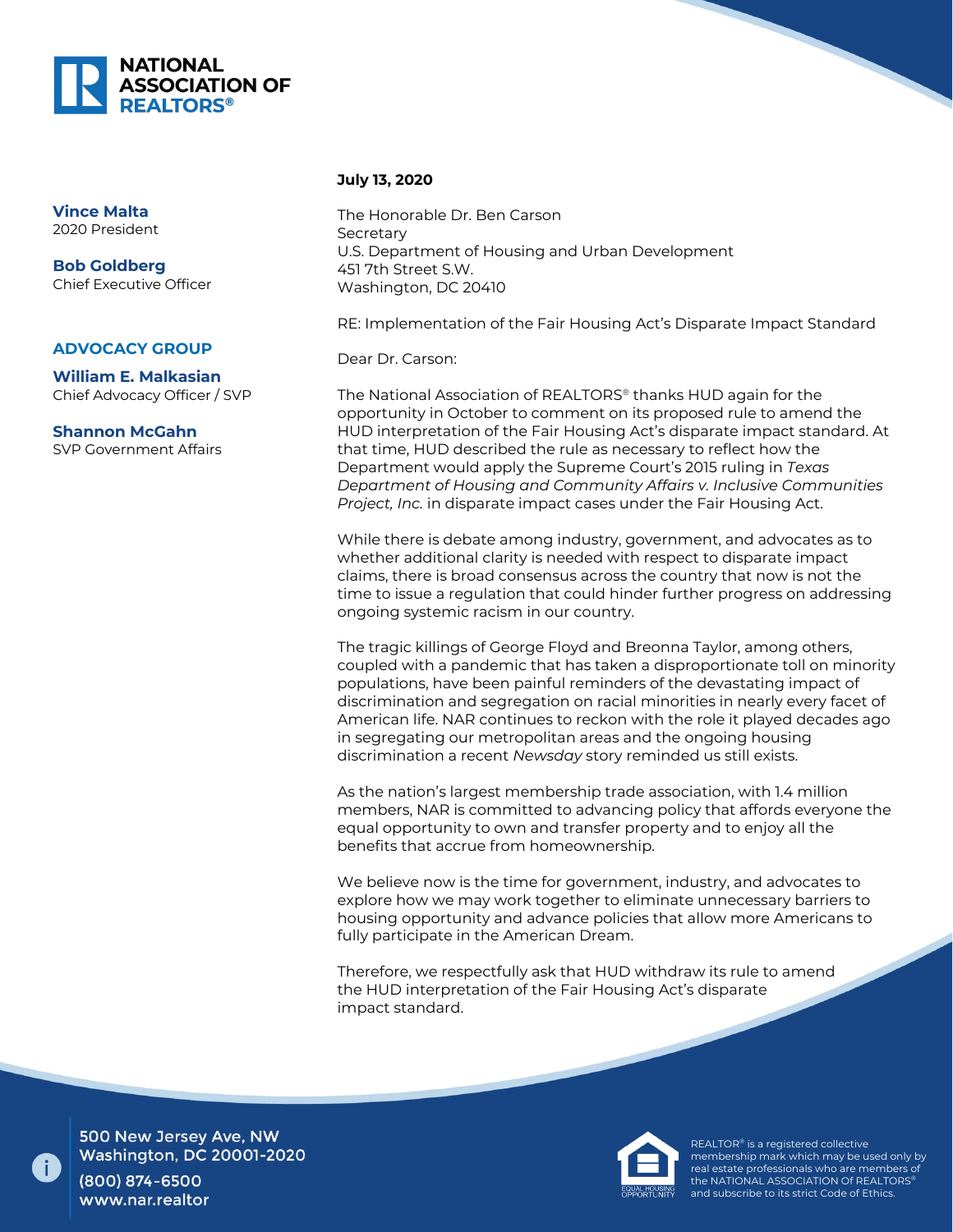**NATIONAL ASSOCIATION OF REALTORS®**

**Vince Malta**
2020 President

**Bob Goldberg**
Chief Executive Officer

**ADVOCACY GROUP**

**William E. Malkasian**
Chief Advocacy Officer / SVP

**Shannon McGahn**
SVP Government Affairs

**July 13, 2020**

The Honorable Dr. Ben Carson
Secretary
U.S. Department of Housing and Urban Development
451 7th Street S.W.
Washington, DC 20410

RE: Implementation of the Fair Housing Act's Disparate Impact Standard

Dear Dr. Carson:

The National Association of REALTORS® thanks HUD again for the opportunity in October to comment on its proposed rule to amend the HUD interpretation of the Fair Housing Act's disparate impact standard. At that time, HUD described the rule as necessary to reflect how the Department would apply the Supreme Court's 2015 ruling in *Texas Department of Housing and Community Affairs v. Inclusive Communities Project, Inc.* in disparate impact cases under the Fair Housing Act.

While there is debate among industry, government, and advocates as to whether additional clarity is needed with respect to disparate impact claims, there is broad consensus across the country that now is not the time to issue a regulation that could hinder further progress on addressing ongoing systemic racism in our country.

The tragic killings of George Floyd and Breonna Taylor, among others, coupled with a pandemic that has taken a disproportionate toll on minority populations, have been painful reminders of the devastating impact of discrimination and segregation on racial minorities in nearly every facet of American life. NAR continues to reckon with the role it played decades ago in segregating our metropolitan areas and the ongoing housing discrimination a recent *Newsday* story reminded us still exists.

As the nation's largest membership trade association, with 1.4 million members, NAR is committed to advancing policy that affords everyone the equal opportunity to own and transfer property and to enjoy all the benefits that accrue from homeownership.

We believe now is the time for government, industry, and advocates to explore how we may work together to eliminate unnecessary barriers to housing opportunity and advance policies that allow more Americans to fully participate in the American Dream.

Therefore, we respectfully ask that HUD withdraw its rule to amend the HUD interpretation of the Fair Housing Act's disparate impact standard.

500 New Jersey Ave, NW
Washington, DC 20001-2020
(800) 874-6500
www.nar.realtor

EQUAL HOUSING OPPORTUNITY

REALTOR® is a registered collective membership mark which may be used only by real estate professionals who are members of the NATIONAL ASSOCIATION Of REALTORS® and subscribe to its strict Code of Ethics.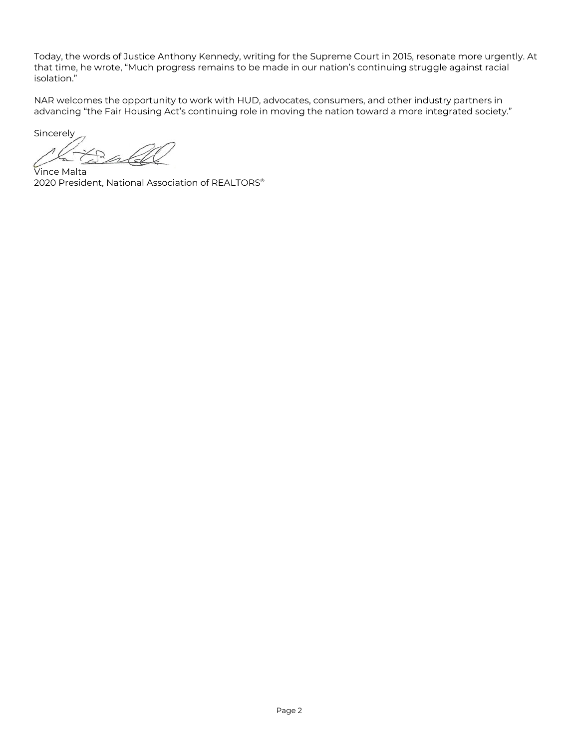Today, the words of Justice Anthony Kennedy, writing for the Supreme Court in 2015, resonate more urgently. At that time, he wrote, "Much progress remains to be made in our nation's continuing struggle against racial isolation."

NAR welcomes the opportunity to work with HUD, advocates, consumers, and other industry partners in advancing "the Fair Housing Act's continuing role in moving the nation toward a more integrated society."

Sincerely

Vince Malta
2020 President, National Association of REALTORS®